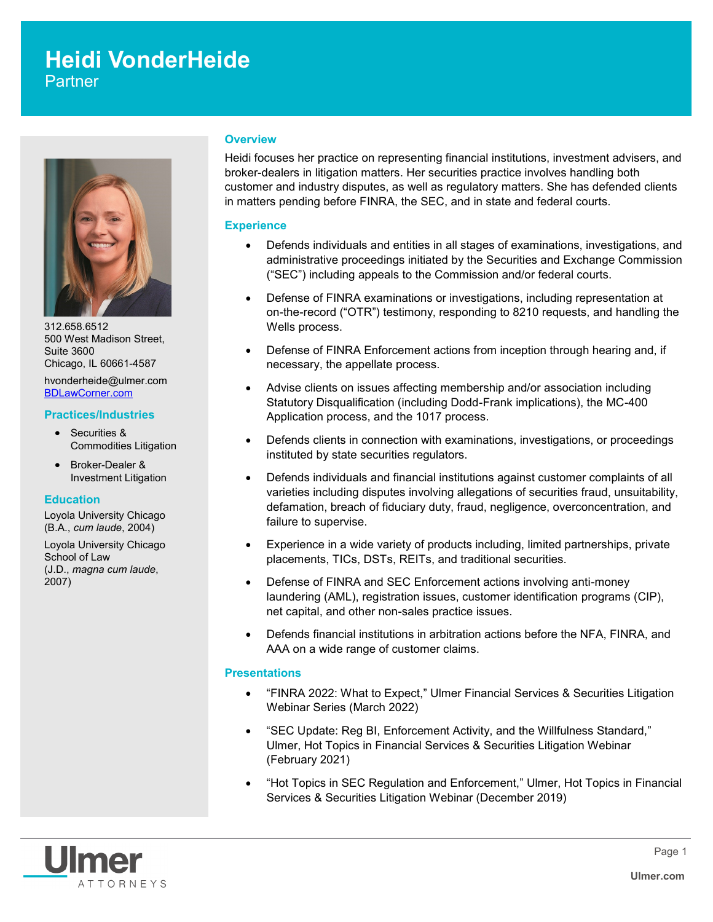# Heidi VonderHeide

Partner

312.658.6512
500 West Madison Street,
Suite 3600
Chicago, IL 60661-4587

hvonderheide@ulmer.com
BDLawCorner.com

## Practices/Industries

- Securities & Commodities Litigation
- Broker-Dealer & Investment Litigation

## Education

Loyola University Chicago (B.A., *cum laude*, 2004)

Loyola University Chicago School of Law (J.D., *magna cum laude*, 2007)

## Overview

Heidi focuses her practice on representing financial institutions, investment advisers, and broker-dealers in litigation matters. Her securities practice involves handling both customer and industry disputes, as well as regulatory matters. She has defended clients in matters pending before FINRA, the SEC, and in state and federal courts.

## Experience

- Defends individuals and entities in all stages of examinations, investigations, and administrative proceedings initiated by the Securities and Exchange Commission ("SEC") including appeals to the Commission and/or federal courts.
- Defense of FINRA examinations or investigations, including representation at on-the-record ("OTR") testimony, responding to 8210 requests, and handling the Wells process.
- Defense of FINRA Enforcement actions from inception through hearing and, if necessary, the appellate process.
- Advise clients on issues affecting membership and/or association including Statutory Disqualification (including Dodd-Frank implications), the MC-400 Application process, and the 1017 process.
- Defends clients in connection with examinations, investigations, or proceedings instituted by state securities regulators.
- Defends individuals and financial institutions against customer complaints of all varieties including disputes involving allegations of securities fraud, unsuitability, defamation, breach of fiduciary duty, fraud, negligence, overconcentration, and failure to supervise.
- Experience in a wide variety of products including, limited partnerships, private placements, TICs, DSTs, REITs, and traditional securities.
- Defense of FINRA and SEC Enforcement actions involving anti-money laundering (AML), registration issues, customer identification programs (CIP), net capital, and other non-sales practice issues.
- Defends financial institutions in arbitration actions before the NFA, FINRA, and AAA on a wide range of customer claims.

## Presentations

- "FINRA 2022: What to Expect," Ulmer Financial Services & Securities Litigation Webinar Series (March 2022)
- "SEC Update: Reg BI, Enforcement Activity, and the Willfulness Standard," Ulmer, Hot Topics in Financial Services & Securities Litigation Webinar (February 2021)
- "Hot Topics in SEC Regulation and Enforcement," Ulmer, Hot Topics in Financial Services & Securities Litigation Webinar (December 2019)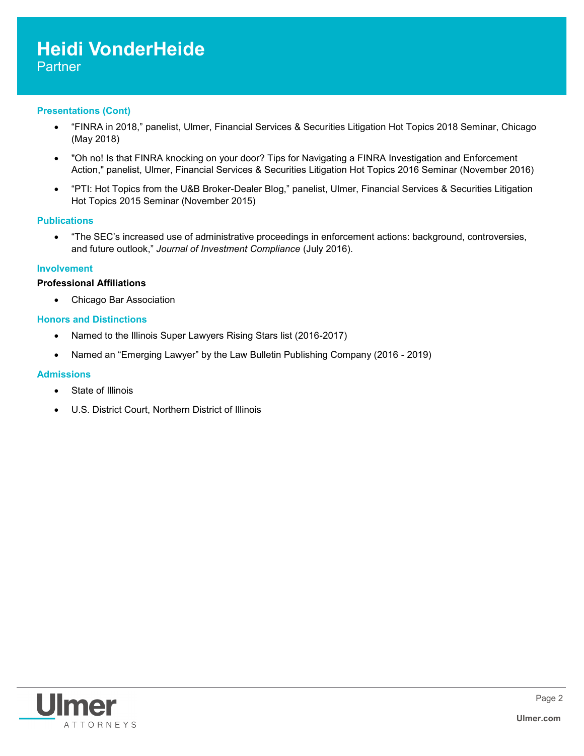# Heidi VonderHeide

Partner

### Presentations (Cont)

- "FINRA in 2018," panelist, Ulmer, Financial Services & Securities Litigation Hot Topics 2018 Seminar, Chicago (May 2018)
- "Oh no! Is that FINRA knocking on your door? Tips for Navigating a FINRA Investigation and Enforcement Action," panelist, Ulmer, Financial Services & Securities Litigation Hot Topics 2016 Seminar (November 2016)
- "PTI: Hot Topics from the U&B Broker-Dealer Blog," panelist, Ulmer, Financial Services & Securities Litigation Hot Topics 2015 Seminar (November 2015)

### Publications

- "The SEC's increased use of administrative proceedings in enforcement actions: background, controversies, and future outlook," *Journal of Investment Compliance* (July 2016).

### Involvement

**Professional Affiliations**

- Chicago Bar Association

### Honors and Distinctions

- Named to the Illinois Super Lawyers Rising Stars list (2016-2017)
- Named an "Emerging Lawyer" by the Law Bulletin Publishing Company (2016 - 2019)

### Admissions

- State of Illinois
- U.S. District Court, Northern District of Illinois